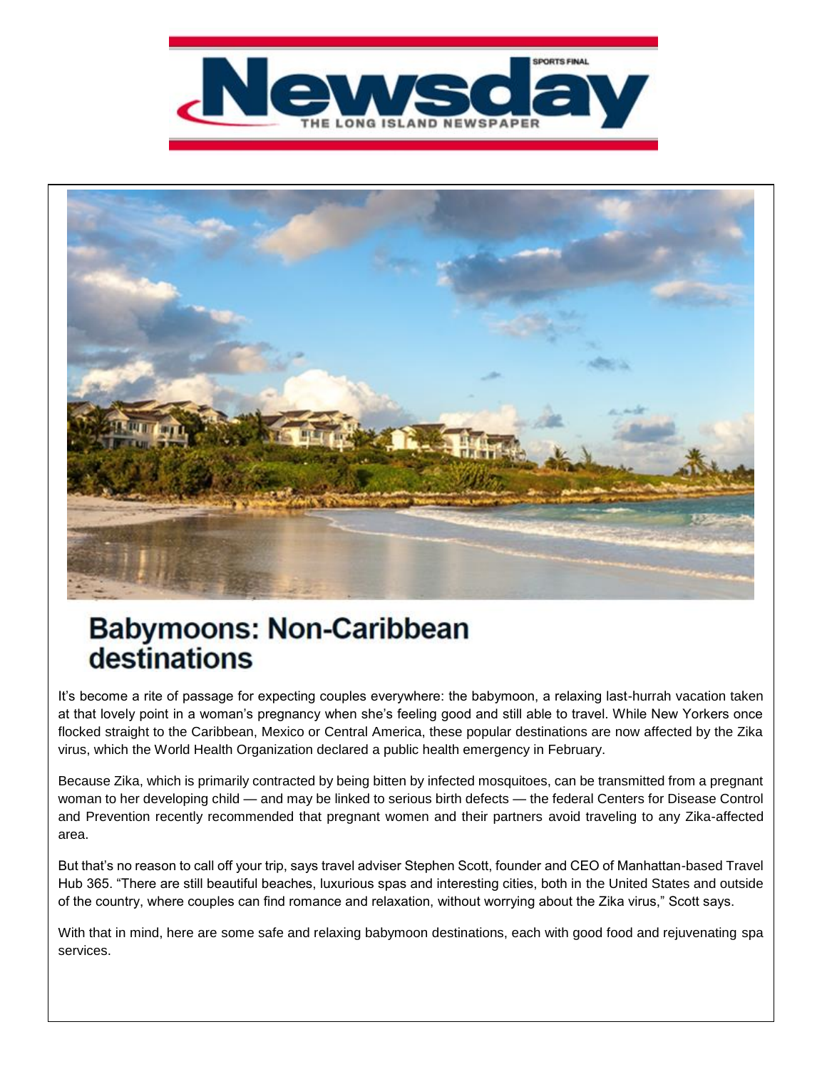Newsday

THE LONG ISLAND NEWSPAPER

# Babymoons: Non-Caribbean destinations

It's become a rite of passage for expecting couples everywhere: the babymoon, a relaxing last-hurrah vacation taken at that lovely point in a woman's pregnancy when she's feeling good and still able to travel. While New Yorkers once flocked straight to the Caribbean, Mexico or Central America, these popular destinations are now affected by the Zika virus, which the World Health Organization declared a public health emergency in February.

Because Zika, which is primarily contracted by being bitten by infected mosquitoes, can be transmitted from a pregnant woman to her developing child — and may be linked to serious birth defects — the federal Centers for Disease Control and Prevention recently recommended that pregnant women and their partners avoid traveling to any Zika-affected area.

But that's no reason to call off your trip, says travel adviser Stephen Scott, founder and CEO of Manhattan-based Travel Hub 365. "There are still beautiful beaches, luxurious spas and interesting cities, both in the United States and outside of the country, where couples can find romance and relaxation, without worrying about the Zika virus," Scott says.

With that in mind, here are some safe and relaxing babymoon destinations, each with good food and rejuvenating spa services.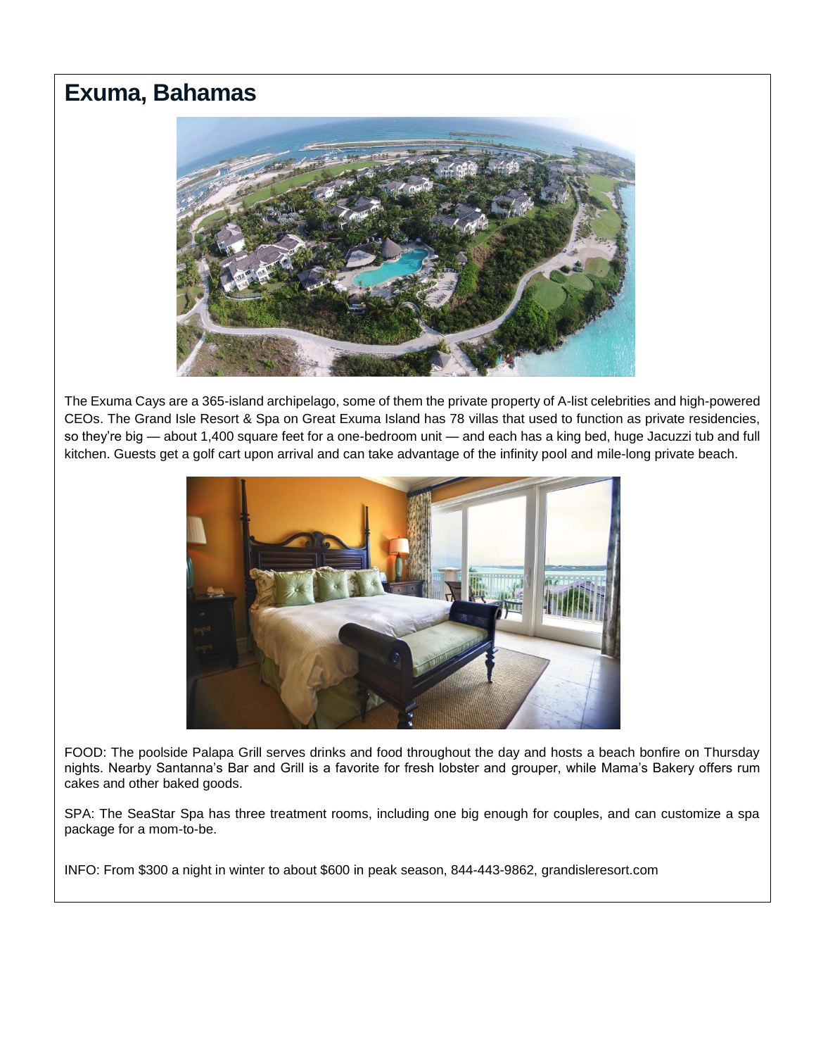# Exuma, Bahamas

The Exuma Cays are a 365-island archipelago, some of them the private property of A-list celebrities and high-powered CEOs. The Grand Isle Resort & Spa on Great Exuma Island has 78 villas that used to function as private residencies, so they're big — about 1,400 square feet for a one-bedroom unit — and each has a king bed, huge Jacuzzi tub and full kitchen. Guests get a golf cart upon arrival and can take advantage of the infinity pool and mile-long private beach.

FOOD: The poolside Palapa Grill serves drinks and food throughout the day and hosts a beach bonfire on Thursday nights. Nearby Santanna's Bar and Grill is a favorite for fresh lobster and grouper, while Mama's Bakery offers rum cakes and other baked goods.

SPA: The SeaStar Spa has three treatment rooms, including one big enough for couples, and can customize a spa package for a mom-to-be.

INFO: From $300 a night in winter to about $600 in peak season, 844-443-9862, grandisleresort.com